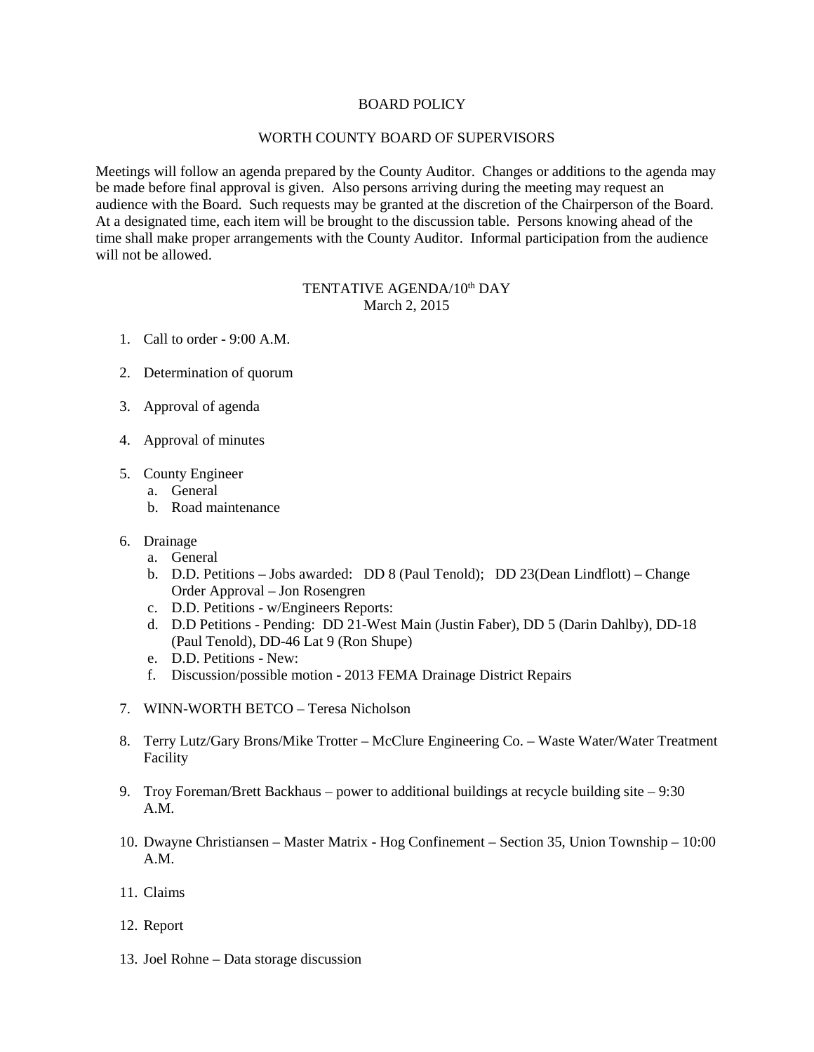# BOARD POLICY

## WORTH COUNTY BOARD OF SUPERVISORS

Meetings will follow an agenda prepared by the County Auditor. Changes or additions to the agenda may be made before final approval is given. Also persons arriving during the meeting may request an audience with the Board. Such requests may be granted at the discretion of the Chairperson of the Board. At a designated time, each item will be brought to the discussion table. Persons knowing ahead of the time shall make proper arrangements with the County Auditor. Informal participation from the audience will not be allowed.

### TENTATIVE AGENDA/10th DAY
March 2, 2015

1. Call to order - 9:00 A.M.

2. Determination of quorum

3. Approval of agenda

4. Approval of minutes

5. County Engineer
   a. General
   b. Road maintenance

6. Drainage
   a. General
   b. D.D. Petitions – Jobs awarded: DD 8 (Paul Tenold); DD 23(Dean Lindflott) – Change Order Approval – Jon Rosengren
   c. D.D. Petitions - w/Engineers Reports:
   d. D.D Petitions - Pending: DD 21-West Main (Justin Faber), DD 5 (Darin Dahlby), DD-18 (Paul Tenold), DD-46 Lat 9 (Ron Shupe)
   e. D.D. Petitions - New:
   f. Discussion/possible motion - 2013 FEMA Drainage District Repairs

7. WINN-WORTH BETCO – Teresa Nicholson

8. Terry Lutz/Gary Brons/Mike Trotter – McClure Engineering Co. – Waste Water/Water Treatment Facility

9. Troy Foreman/Brett Backhaus – power to additional buildings at recycle building site – 9:30 A.M.

10. Dwayne Christiansen – Master Matrix - Hog Confinement – Section 35, Union Township – 10:00 A.M.

11. Claims

12. Report

13. Joel Rohne – Data storage discussion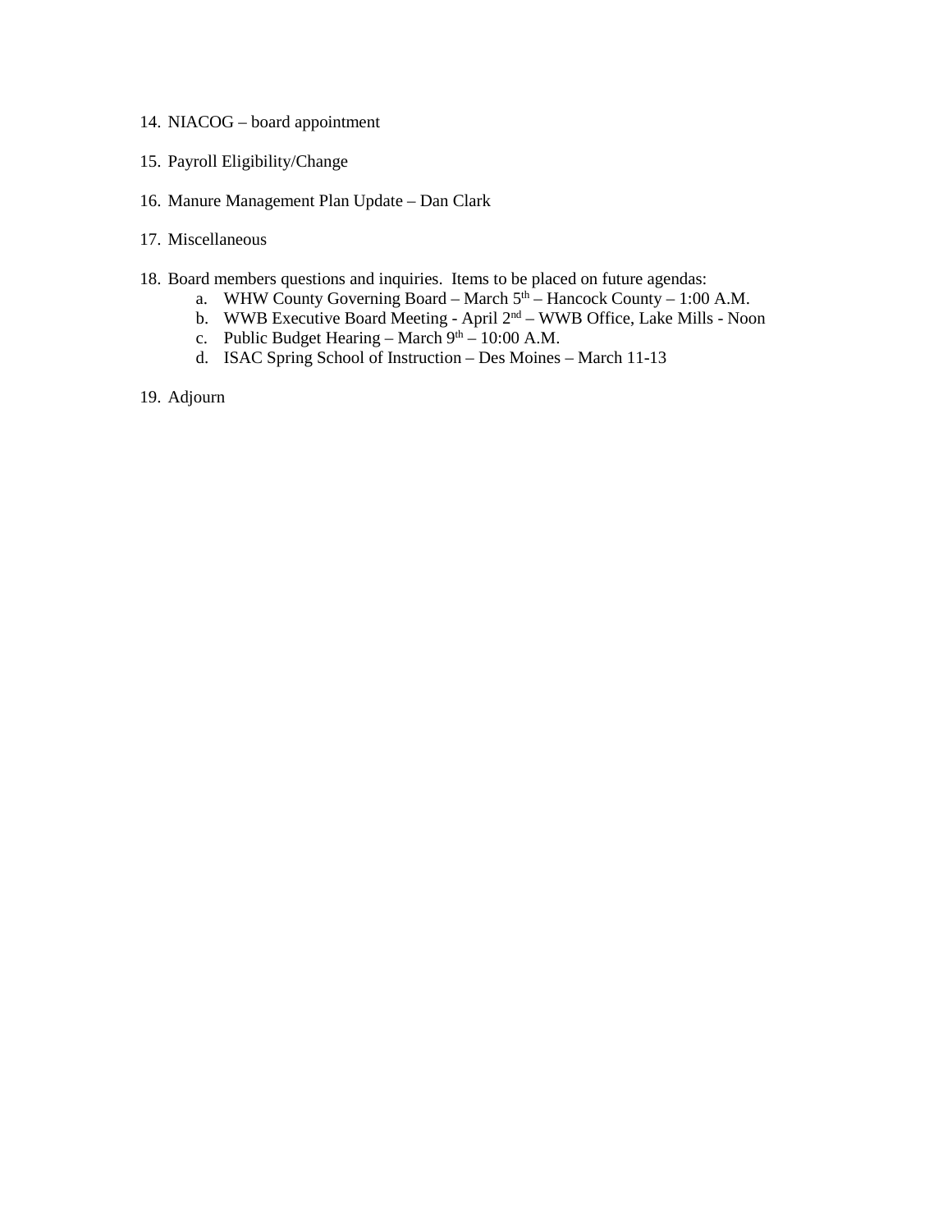14. NIACOG – board appointment

15. Payroll Eligibility/Change

16. Manure Management Plan Update – Dan Clark

17. Miscellaneous

18. Board members questions and inquiries. Items to be placed on future agendas:
    a. WHW County Governing Board – March 5th – Hancock County – 1:00 A.M.
    b. WWB Executive Board Meeting - April 2nd – WWB Office, Lake Mills - Noon
    c. Public Budget Hearing – March 9th – 10:00 A.M.
    d. ISAC Spring School of Instruction – Des Moines – March 11-13

19. Adjourn